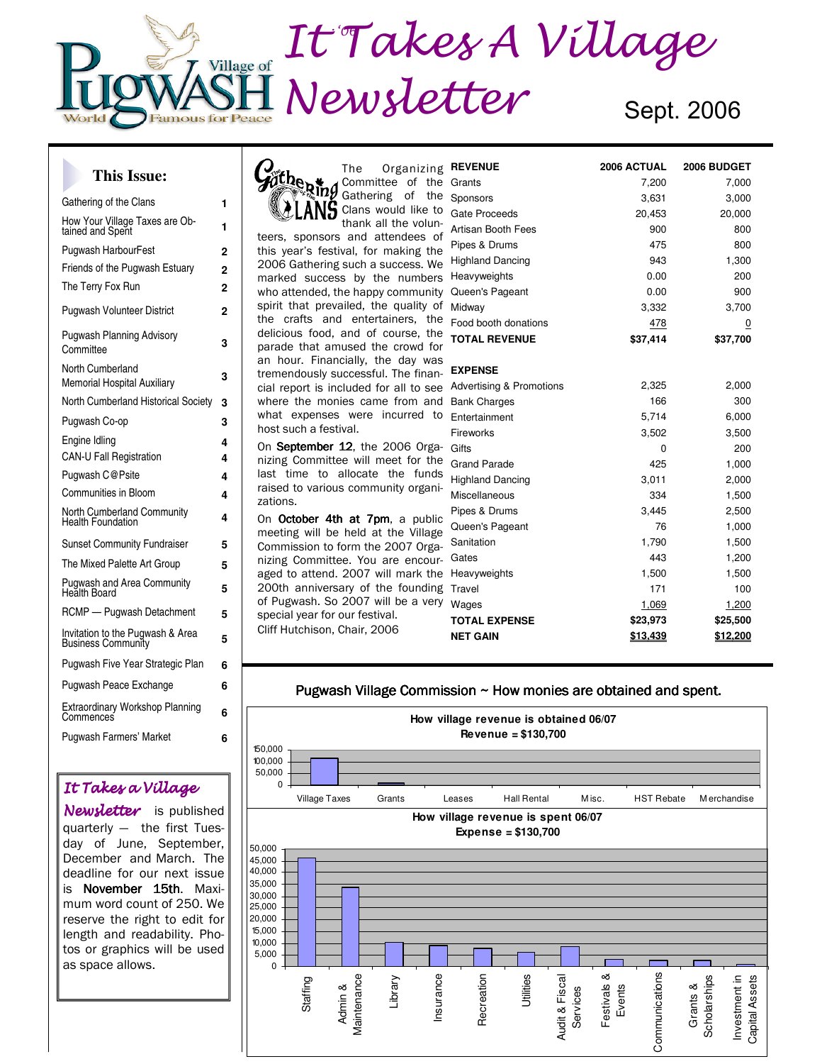# It Takes A Village Newsletter

Village of Pugwash — World Famous for Peace

Sept. 2006

## This Issue:

| | |
|---|---|
| Gathering of the Clans | 1 |
| How Your Village Taxes are Obtained and Spent | 1 |
| Pugwash HarbourFest | 2 |
| Friends of the Pugwash Estuary | 2 |
| The Terry Fox Run | 2 |
| Pugwash Volunteer District | 2 |
| Pugwash Planning Advisory Committee | 3 |
| North Cumberland Memorial Hospital Auxiliary | 3 |
| North Cumberland Historical Society | 3 |
| Pugwash Co-op | 3 |
| Engine Idling | 4 |
| CAN-U Fall Registration | 4 |
| Pugwash C@Psite | 4 |
| Communities in Bloom | 4 |
| North Cumberland Community Health Foundation | 4 |
| Sunset Community Fundraiser | 5 |
| The Mixed Palette Art Group | 5 |
| Pugwash and Area Community Health Board | 5 |
| RCMP — Pugwash Detachment | 5 |
| Invitation to the Pugwash & Area Business Community | 5 |
| Pugwash Five Year Strategic Plan | 6 |
| Pugwash Peace Exchange | 6 |
| Extraordinary Workshop Planning Commences | 6 |
| Pugwash Farmers' Market | 6 |

*It Takes a Village Newsletter* is published quarterly — the first Tuesday of June, September, December and March. The deadline for our next issue is **November 15th**. Maximum word count of 250. We reserve the right to edit for length and readability. Photos or graphics will be used as space allows.

## Gathering of the Clans

The Organizing Committee of the Gathering of the Clans would like to thank all the volunteers, sponsors and attendees of this year's festival, for making the 2006 Gathering such a success. We marked success by the numbers who attended, the happy community spirit that prevailed, the quality of the crafts and entertainers, the delicious food, and of course, the parade that amused the crowd for an hour. Financially, the day was tremendously successful. The financial report is included for all to see where the monies came from and what expenses were incurred to host such a festival.

On **September 12**, the 2006 Organizing Committee will meet for the last time to allocate the funds raised to various community organizations.

On **October 4th at 7pm**, a public meeting will be held at the Village Commission to form the 2007 Organizing Committee. You are encouraged to attend. 2007 will mark the 200th anniversary of the founding of Pugwash. So 2007 will be a very special year for our festival.

Cliff Hutchison, Chair, 2006

| REVENUE | 2006 ACTUAL | 2006 BUDGET |
|---|---|---|
| Grants | 7,200 | 7,000 |
| Sponsors | 3,631 | 3,000 |
| Gate Proceeds | 20,453 | 20,000 |
| Artisan Booth Fees | 900 | 800 |
| Pipes & Drums | 475 | 800 |
| Highland Dancing | 943 | 1,300 |
| Heavyweights | 0.00 | 200 |
| Queen's Pageant | 0.00 | 900 |
| Midway | 3,332 | 3,700 |
| Food booth donations | 478 | 0 |
| **TOTAL REVENUE** | **$37,414** | **$37,700** |
| **EXPENSE** | | |
| Advertising & Promotions | 2,325 | 2,000 |
| Bank Charges | 166 | 300 |
| Entertainment | 5,714 | 6,000 |
| Fireworks | 3,502 | 3,500 |
| Gifts | 0 | 200 |
| Grand Parade | 425 | 1,000 |
| Highland Dancing | 3,011 | 2,000 |
| Miscellaneous | 334 | 1,500 |
| Pipes & Drums | 3,445 | 2,500 |
| Queen's Pageant | 76 | 1,000 |
| Sanitation | 1,790 | 1,500 |
| Gates | 443 | 1,200 |
| Heavyweights | 1,500 | 1,500 |
| Travel | 171 | 100 |
| Wages | 1,069 | 1,200 |
| **TOTAL EXPENSE** | **$23,973** | **$25,500** |
| **NET GAIN** | **$13,439** | **$12,200** |

## Pugwash Village Commission ~ How monies are obtained and spent.

**How village revenue is obtained 06/07**
**Revenue = $130,700**

Categories: Village Taxes, Grants, Leases, Hall Rental, Misc., HST Rebate, Merchandise

**How village revenue is spent 06/07**
**Expense = $130,700**

Categories: Staffing, Admin & Maintenance, Library, Insurance, Recreation, Utilities, Audit & Fiscal Services, Festivals & Events, Communications, Grants & Scholarships, Investment in Capital Assets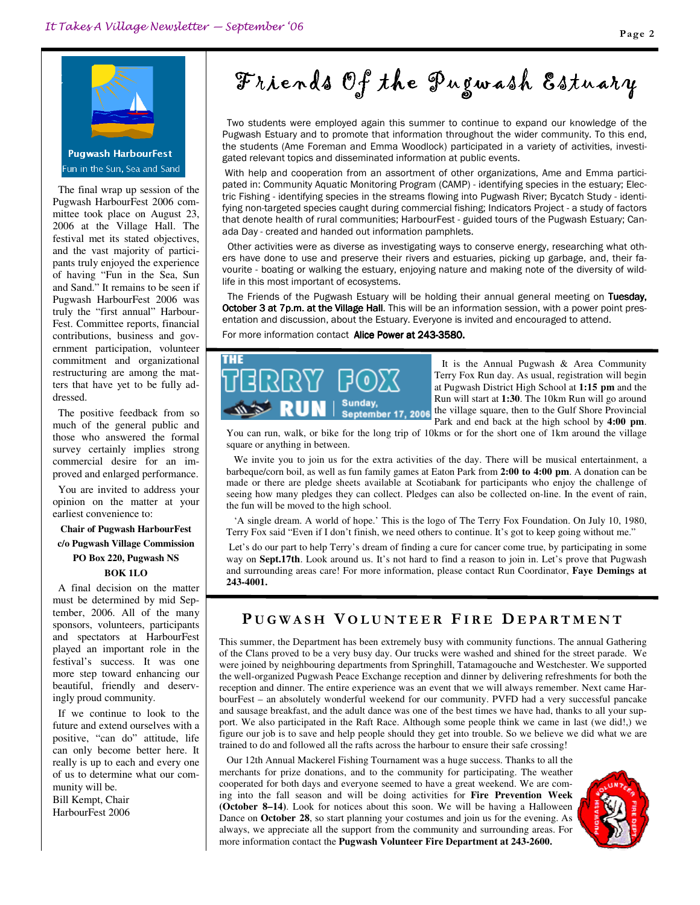**Pugwash HarbourFest**

Fun in the Sun, Sea and Sand

The final wrap up session of the Pugwash HarbourFest 2006 committee took place on August 23, 2006 at the Village Hall. The festival met its stated objectives, and the vast majority of participants truly enjoyed the experience of having "Fun in the Sun, Sea and Sand." It remains to be seen if Pugwash HarbourFest 2006 was truly the "first annual" HarbourFest. Committee reports, financial contributions, business and government participation, volunteer commitment and organizational restructuring are among the matters that have yet to be fully addressed.

The positive feedback from so much of the general public and those who answered the formal survey certainly implies strong commercial desire for an improved and enlarged performance.

You are invited to address your opinion on the matter at your earliest convenience to:

**Chair of Pugwash HarbourFest**
**c/o Pugwash Village Commission**
**PO Box 220, Pugwash NS**
**BOK 1LO**

A final decision on the matter must be determined by mid September, 2006. All of the many sponsors, volunteers, participants and spectators at HarbourFest played an important role in the festival's success. It was one more step toward enhancing our beautiful, friendly and deservingly proud community.

If we continue to look to the future and extend ourselves with a positive, "can do" attitude, life can only become better here. It really is up to each and every one of us to determine what our community will be.

Bill Kempt, Chair
HarbourFest 2006

# Friends Of the Pugwash Estuary

Two students were employed again this summer to continue to expand our knowledge of the Pugwash Estuary and to promote that information throughout the wider community. To this end, the students (Ame Foreman and Emma Woodlock) participated in a variety of activities, investigated relevant topics and disseminated information at public events.

With help and cooperation from an assortment of other organizations, Ame and Emma participated in: Community Aquatic Monitoring Program (CAMP) - identifying species in the estuary; Electric Fishing - identifying species in the streams flowing into Pugwash River; Bycatch Study - identifying non-targeted species caught during commercial fishing; Indicators Project - a study of factors that denote health of rural communities; HarbourFest - guided tours of the Pugwash Estuary; Canada Day - created and handed out information pamphlets.

Other activities were as diverse as investigating ways to conserve energy, researching what others have done to use and preserve their rivers and estuaries, picking up garbage, and, their favourite - boating or walking the estuary, enjoying nature and making note of the diversity of wildlife in this most important of ecosystems.

The Friends of the Pugwash Estuary will be holding their annual general meeting on **Tuesday, October 3 at 7p.m. at the Village Hall**. This will be an information session, with a power point presentation and discussion, about the Estuary. Everyone is invited and encouraged to attend.

For more information contact **Alice Power at 243-3580.**

## THE TERRY FOX RUN

Sunday, September 17, 2006

It is the Annual Pugwash & Area Community Terry Fox Run day. As usual, registration will begin at Pugwash District High School at **1:15 pm** and the Run will start at **1:30**. The 10km Run will go around the village square, then to the Gulf Shore Provincial Park and end back at the high school by **4:00 pm**. You can run, walk, or bike for the long trip of 10kms or for the short one of 1km around the village square or anything in between.

We invite you to join us for the extra activities of the day. There will be musical entertainment, a barbeque/corn boil, as well as fun family games at Eaton Park from **2:00 to 4:00 pm**. A donation can be made or there are pledge sheets available at Scotiabank for participants who enjoy the challenge of seeing how many pledges they can collect. Pledges can also be collected on-line. In the event of rain, the fun will be moved to the high school.

'A single dream. A world of hope.' This is the logo of The Terry Fox Foundation. On July 10, 1980, Terry Fox said "Even if I don't finish, we need others to continue. It's got to keep going without me."

Let's do our part to help Terry's dream of finding a cure for cancer come true, by participating in some way on **Sept.17th**. Look around us. It's not hard to find a reason to join in. Let's prove that Pugwash and surrounding areas care! For more information, please contact Run Coordinator, **Faye Demings at 243-4001.**

## Pugwash Volunteer Fire Department

This summer, the Department has been extremely busy with community functions. The annual Gathering of the Clans proved to be a very busy day. Our trucks were washed and shined for the street parade. We were joined by neighbouring departments from Springhill, Tatamagouche and Westchester. We supported the well-organized Pugwash Peace Exchange reception and dinner by delivering refreshments for both the reception and dinner. The entire experience was an event that we will always remember. Next came HarbourFest – an absolutely wonderful weekend for our community. PVFD had a very successful pancake and sausage breakfast, and the adult dance was one of the best times we have had, thanks to all your support. We also participated in the Raft Race. Although some people think we came in last (we did!,) we figure our job is to save and help people should they get into trouble. So we believe we did what we are trained to do and followed all the rafts across the harbour to ensure their safe crossing!

Our 12th Annual Mackerel Fishing Tournament was a huge success. Thanks to all the merchants for prize donations, and to the community for participating. The weather cooperated for both days and everyone seemed to have a great weekend. We are coming into the fall season and will be doing activities for **Fire Prevention Week (October 8–14)**. Look for notices about this soon. We will be having a Halloween Dance on **October 28**, so start planning your costumes and join us for the evening. As always, we appreciate all the support from the community and surrounding areas. For more information contact the **Pugwash Volunteer Fire Department at 243-2600.**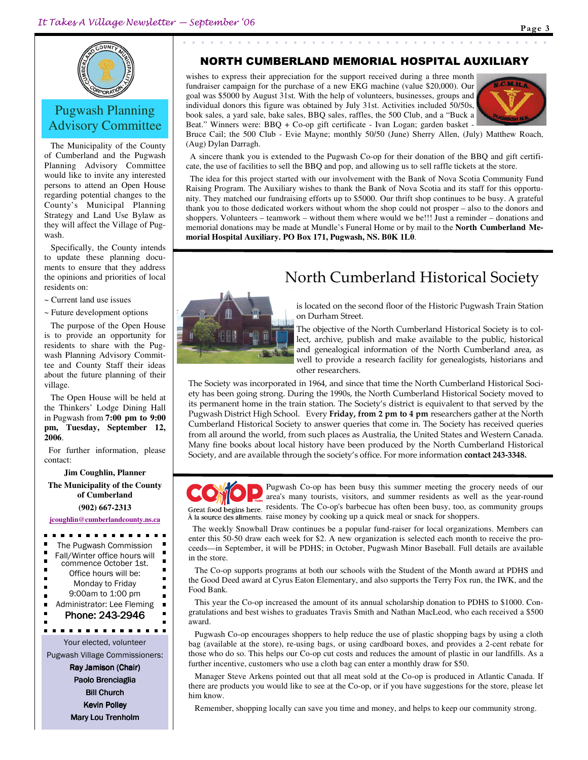## Pugwash Planning Advisory Committee

The Municipality of the County of Cumberland and the Pugwash Planning Advisory Committee would like to invite any interested persons to attend an Open House regarding potential changes to the County's Municipal Planning Strategy and Land Use Bylaw as they will affect the Village of Pugwash.

Specifically, the County intends to update these planning documents to ensure that they address the opinions and priorities of local residents on:

~ Current land use issues

~ Future development options

The purpose of the Open House is to provide an opportunity for residents to share with the Pugwash Planning Advisory Committee and County Staff their ideas about the future planning of their village.

The Open House will be held at the Thinkers' Lodge Dining Hall in Pugwash from **7:00 pm to 9:00 pm, Tuesday, September 12, 2006**.

For further information, please contact:

**Jim Coughlin, Planner**

**The Municipality of the County of Cumberland**

**(902) 667-2313**

**jcoughlin@cumberlandcounty.ns.ca**

The Pugwash Commission Fall/Winter office hours will commence October 1st.
Office hours will be:
Monday to Friday
9:00am to 1:00 pm
Administrator: Lee Fleming
Phone: 243-2946

Your elected, volunteer Pugwash Village Commissioners:

**Ray Jamison (Chair)**
**Paolo Brenciaglia**
**Bill Church**
**Kevin Polley**
**Mary Lou Trenholm**

## NORTH CUMBERLAND MEMORIAL HOSPITAL AUXILIARY

wishes to express their appreciation for the support received during a three month fundraiser campaign for the purchase of a new EKG machine (value $20,000). Our goal was $5000 by August 31st. With the help of volunteers, businesses, groups and individual donors this figure was obtained by July 31st. Activities included 50/50s, book sales, a yard sale, bake sales, BBQ sales, raffles, the 500 Club, and a "Buck a Beat." Winners were: BBQ + Co-op gift certificate - Ivan Logan; garden basket - Bruce Cail; the 500 Club - Evie Mayne; monthly 50/50 (June) Sherry Allen, (July) Matthew Roach, (Aug) Dylan Darragh.

A sincere thank you is extended to the Pugwash Co-op for their donation of the BBQ and gift certificate, the use of facilities to sell the BBQ and pop, and allowing us to sell raffle tickets at the store.

The idea for this project started with our involvement with the Bank of Nova Scotia Community Fund Raising Program. The Auxiliary wishes to thank the Bank of Nova Scotia and its staff for this opportunity. They matched our fundraising efforts up to $5000. Our thrift shop continues to be busy. A grateful thank you to those dedicated workers without whom the shop could not prosper – also to the donors and shoppers. Volunteers – teamwork – without them where would we be!!! Just a reminder – donations and memorial donations may be made at Mundle's Funeral Home or by mail to the **North Cumberland Memorial Hospital Auxiliary. PO Box 171, Pugwash, NS. B0K 1L0**.

## North Cumberland Historical Society

is located on the second floor of the Historic Pugwash Train Station on Durham Street.

The objective of the North Cumberland Historical Society is to collect, archive, publish and make available to the public, historical and genealogical information of the North Cumberland area, as well to provide a research facility for genealogists, historians and other researchers.

The Society was incorporated in 1964, and since that time the North Cumberland Historical Society has been going strong. During the 1990s, the North Cumberland Historical Society moved to its permanent home in the train station. The Society's district is equivalent to that served by the Pugwash District High School. Every **Friday, from 2 pm to 4 pm** researchers gather at the North Cumberland Historical Society to answer queries that come in. The Society has received queries from all around the world, from such places as Australia, the United States and Western Canada. Many fine books about local history have been produced by the North Cumberland Historical Society, and are available through the society's office. For more information **contact 243-3348.**

Great food begins here.
À la source des aliments.

Pugwash Co-op has been busy this summer meeting the grocery needs of our area's many tourists, visitors, and summer residents as well as the year-round residents. The Co-op's barbecue has often been busy, too, as community groups raise money by cooking up a quick meal or snack for shoppers.

The weekly Snowball Draw continues be a popular fund-raiser for local organizations. Members can enter this 50-50 draw each week for $2. A new organization is selected each month to receive the proceeds—in September, it will be PDHS; in October, Pugwash Minor Baseball. Full details are available in the store.

The Co-op supports programs at both our schools with the Student of the Month award at PDHS and the Good Deed award at Cyrus Eaton Elementary, and also supports the Terry Fox run, the IWK, and the Food Bank.

This year the Co-op increased the amount of its annual scholarship donation to PDHS to $1000. Congratulations and best wishes to graduates Travis Smith and Nathan MacLeod, who each received a $500 award.

Pugwash Co-op encourages shoppers to help reduce the use of plastic shopping bags by using a cloth bag (available at the store), re-using bags, or using cardboard boxes, and provides a 2-cent rebate for those who do so. This helps our Co-op cut costs and reduces the amount of plastic in our landfills. As a further incentive, customers who use a cloth bag can enter a monthly draw for $50.

Manager Steve Arkens pointed out that all meat sold at the Co-op is produced in Atlantic Canada. If there are products you would like to see at the Co-op, or if you have suggestions for the store, please let him know.

Remember, shopping locally can save you time and money, and helps to keep our community strong.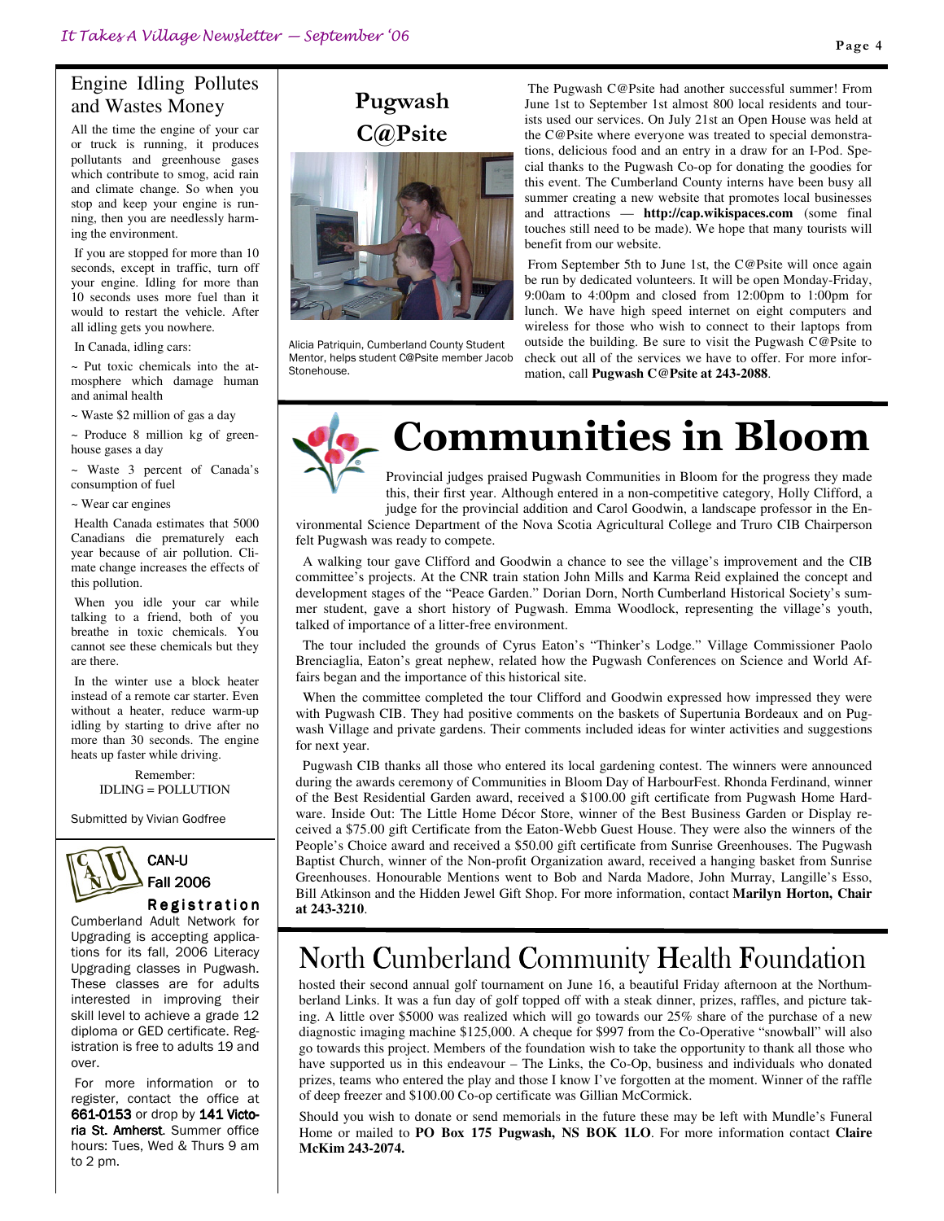## Engine Idling Pollutes and Wastes Money

All the time the engine of your car or truck is running, it produces pollutants and greenhouse gases which contribute to smog, acid rain and climate change. So when you stop and keep your engine is running, then you are needlessly harming the environment.

If you are stopped for more than 10 seconds, except in traffic, turn off your engine. Idling for more than 10 seconds uses more fuel than it would to restart the vehicle. After all idling gets you nowhere.

In Canada, idling cars:

~ Put toxic chemicals into the atmosphere which damage human and animal health

~ Waste $2 million of gas a day

~ Produce 8 million kg of greenhouse gases a day

~ Waste 3 percent of Canada's consumption of fuel

~ Wear car engines

Health Canada estimates that 5000 Canadians die prematurely each year because of air pollution. Climate change increases the effects of this pollution.

When you idle your car while talking to a friend, both of you breathe in toxic chemicals. You cannot see these chemicals but they are there.

In the winter use a block heater instead of a remote car starter. Even without a heater, reduce warm-up idling by starting to drive after no more than 30 seconds. The engine heats up faster while driving.

Remember:
IDLING = POLLUTION

Submitted by Vivian Godfree

## CAN-U Fall 2006 Registration

Cumberland Adult Network for Upgrading is accepting applications for its fall, 2006 Literacy Upgrading classes in Pugwash. These classes are for adults interested in improving their skill level to achieve a grade 12 diploma or GED certificate. Registration is free to adults 19 and over.

For more information or to register, contact the office at **661-0153** or drop by **141 Victoria St. Amherst.** Summer office hours: Tues, Wed & Thurs 9 am to 2 pm.

## Pugwash C@Psite

Alicia Patriquin, Cumberland County Student Mentor, helps student C@Psite member Jacob Stonehouse.

The Pugwash C@Psite had another successful summer! From June 1st to September 1st almost 800 local residents and tourists used our services. On July 21st an Open House was held at the C@Psite where everyone was treated to special demonstrations, delicious food and an entry in a draw for an I-Pod. Special thanks to the Pugwash Co-op for donating the goodies for this event. The Cumberland County interns have been busy all summer creating a new website that promotes local businesses and attractions — **http://cap.wikispaces.com** (some final touches still need to be made). We hope that many tourists will benefit from our website.

From September 5th to June 1st, the C@Psite will once again be run by dedicated volunteers. It will be open Monday-Friday, 9:00am to 4:00pm and closed from 12:00pm to 1:00pm for lunch. We have high speed internet on eight computers and wireless for those who wish to connect to their laptops from outside the building. Be sure to visit the Pugwash C@Psite to check out all of the services we have to offer. For more information, call **Pugwash C@Psite at 243-2088**.

# Communities in Bloom

Provincial judges praised Pugwash Communities in Bloom for the progress they made this, their first year. Although entered in a non-competitive category, Holly Clifford, a judge for the provincial addition and Carol Goodwin, a landscape professor in the Environmental Science Department of the Nova Scotia Agricultural College and Truro CIB Chairperson felt Pugwash was ready to compete.

A walking tour gave Clifford and Goodwin a chance to see the village's improvement and the CIB committee's projects. At the CNR train station John Mills and Karma Reid explained the concept and development stages of the "Peace Garden." Dorian Dorn, North Cumberland Historical Society's summer student, gave a short history of Pugwash. Emma Woodlock, representing the village's youth, talked of importance of a litter-free environment.

The tour included the grounds of Cyrus Eaton's "Thinker's Lodge." Village Commissioner Paolo Brenciaglia, Eaton's great nephew, related how the Pugwash Conferences on Science and World Affairs began and the importance of this historical site.

When the committee completed the tour Clifford and Goodwin expressed how impressed they were with Pugwash CIB. They had positive comments on the baskets of Supertunia Bordeaux and on Pugwash Village and private gardens. Their comments included ideas for winter activities and suggestions for next year.

Pugwash CIB thanks all those who entered its local gardening contest. The winners were announced during the awards ceremony of Communities in Bloom Day of HarbourFest. Rhonda Ferdinand, winner of the Best Residential Garden award, received a $100.00 gift certificate from Pugwash Home Hardware. Inside Out: The Little Home Décor Store, winner of the Best Business Garden or Display received a $75.00 gift Certificate from the Eaton-Webb Guest House. They were also the winners of the People's Choice award and received a $50.00 gift certificate from Sunrise Greenhouses. The Pugwash Baptist Church, winner of the Non-profit Organization award, received a hanging basket from Sunrise Greenhouses. Honourable Mentions went to Bob and Narda Madore, John Murray, Langille's Esso, Bill Atkinson and the Hidden Jewel Gift Shop. For more information, contact **Marilyn Horton, Chair at 243-3210**.

## North Cumberland Community Health Foundation

hosted their second annual golf tournament on June 16, a beautiful Friday afternoon at the Northumberland Links. It was a fun day of golf topped off with a steak dinner, prizes, raffles, and picture taking. A little over $5000 was realized which will go towards our 25% share of the purchase of a new diagnostic imaging machine $125,000. A cheque for $997 from the Co-Operative "snowball" will also go towards this project. Members of the foundation wish to take the opportunity to thank all those who have supported us in this endeavour – The Links, the Co-Op, business and individuals who donated prizes, teams who entered the play and those I've forgotten at the moment. Winner of the raffle of deep freezer and $100.00 Co-op certificate was Gillian McCormick.

Should you wish to donate or send memorials in the future these may be left with Mundle's Funeral Home or mailed to **PO Box 175 Pugwash, NS BOK 1LO**. For more information contact **Claire McKim 243-2074.**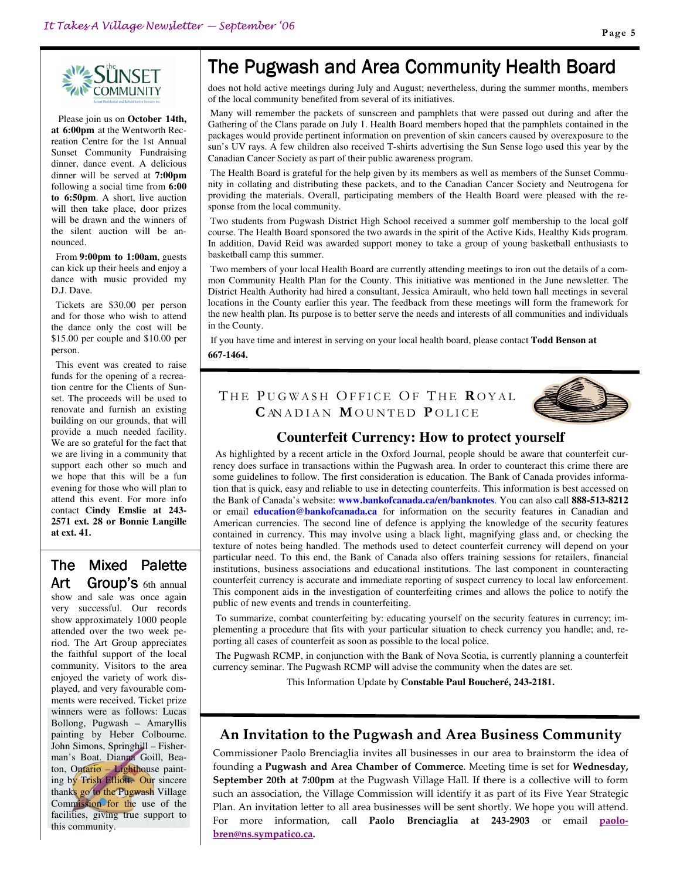Please join us on **October 14th, at 6:00pm** at the Wentworth Recreation Centre for the 1st Annual Sunset Community Fundraising dinner, dance event. A delicious dinner will be served at **7:00pm** following a social time from **6:00 to 6:50pm**. A short, live auction will then take place, door prizes will be drawn and the winners of the silent auction will be announced.

From **9:00pm to 1:00am**, guests can kick up their heels and enjoy a dance with music provided my D.J. Dave.

Tickets are $30.00 per person and for those who wish to attend the dance only the cost will be $15.00 per couple and $10.00 per person.

This event was created to raise funds for the opening of a recreation centre for the Clients of Sunset. The proceeds will be used to renovate and furnish an existing building on our grounds, that will provide a much needed facility. We are so grateful for the fact that we are living in a community that support each other so much and we hope that this will be a fun evening for those who will plan to attend this event. For more info contact **Cindy Emslie at 243-2571 ext. 28 or Bonnie Langille at ext. 41.**

## The Mixed Palette Art Group's

6th annual show and sale was once again very successful. Our records show approximately 1000 people attended over the two week period. The Art Group appreciates the faithful support of the local community. Visitors to the area enjoyed the variety of work displayed, and very favourable comments were received. Ticket prize winners were as follows: Lucas Bollong, Pugwash – Amaryllis painting by Heber Colbourne. John Simons, Springhill – Fisherman's Boat. Dianna Goill, Beaton, Ontario – Lighthouse painting by Trish Elliott. Our sincere thanks go to the Pugwash Village Commission for the use of the facilities, giving true support to this community.

## The Pugwash and Area Community Health Board

does not hold active meetings during July and August; nevertheless, during the summer months, members of the local community benefited from several of its initiatives.

Many will remember the packets of sunscreen and pamphlets that were passed out during and after the Gathering of the Clans parade on July 1. Health Board members hoped that the pamphlets contained in the packages would provide pertinent information on prevention of skin cancers caused by overexposure to the sun's UV rays. A few children also received T-shirts advertising the Sun Sense logo used this year by the Canadian Cancer Society as part of their public awareness program.

The Health Board is grateful for the help given by its members as well as members of the Sunset Community in collating and distributing these packets, and to the Canadian Cancer Society and Neutrogena for providing the materials. Overall, participating members of the Health Board were pleased with the response from the local community.

Two students from Pugwash District High School received a summer golf membership to the local golf course. The Health Board sponsored the two awards in the spirit of the Active Kids, Healthy Kids program. In addition, David Reid was awarded support money to take a group of young basketball enthusiasts to basketball camp this summer.

Two members of your local Health Board are currently attending meetings to iron out the details of a common Community Health Plan for the County. This initiative was mentioned in the June newsletter. The District Health Authority had hired a consultant, Jessica Amirault, who held town hall meetings in several locations in the County earlier this year. The feedback from these meetings will form the framework for the new health plan. Its purpose is to better serve the needs and interests of all communities and individuals in the County.

If you have time and interest in serving on your local health board, please contact **Todd Benson at 667-1464.**

## The Pugwash Office Of The Royal Canadian Mounted Police

### Counterfeit Currency: How to protect yourself

As highlighted by a recent article in the Oxford Journal, people should be aware that counterfeit currency does surface in transactions within the Pugwash area. In order to counteract this crime there are some guidelines to follow. The first consideration is education. The Bank of Canada provides information that is quick, easy and reliable to use in detecting counterfeits. This information is best accessed on the Bank of Canada's website: **www.bankofcanada.ca/en/banknotes**. You can also call **888-513-8212** or email **education@bankofcanada.ca** for information on the security features in Canadian and American currencies. The second line of defence is applying the knowledge of the security features contained in currency. This may involve using a black light, magnifying glass and, or checking the texture of notes being handled. The methods used to detect counterfeit currency will depend on your particular need. To this end, the Bank of Canada also offers training sessions for retailers, financial institutions, business associations and educational institutions. The last component in counteracting counterfeit currency is accurate and immediate reporting of suspect currency to local law enforcement. This component aids in the investigation of counterfeiting crimes and allows the police to notify the public of new events and trends in counterfeiting.

To summarize, combat counterfeiting by: educating yourself on the security features in currency; implementing a procedure that fits with your particular situation to check currency you handle; and, reporting all cases of counterfeit as soon as possible to the local police.

The Pugwash RCMP, in conjunction with the Bank of Nova Scotia, is currently planning a counterfeit currency seminar. The Pugwash RCMP will advise the community when the dates are set.

This Information Update by **Constable Paul Boucheré, 243-2181.**

## An Invitation to the Pugwash and Area Business Community

Commissioner Paolo Brenciaglia invites all businesses in our area to brainstorm the idea of founding a **Pugwash and Area Chamber of Commerce**. Meeting time is set for **Wednesday, September 20th at 7:00pm** at the Pugwash Village Hall. If there is a collective will to form such an association, the Village Commission will identify it as part of its Five Year Strategic Plan. An invitation letter to all area businesses will be sent shortly. We hope you will attend. For more information, call **Paolo Brenciaglia at 243-2903** or email **paolobren@ns.sympatico.ca**.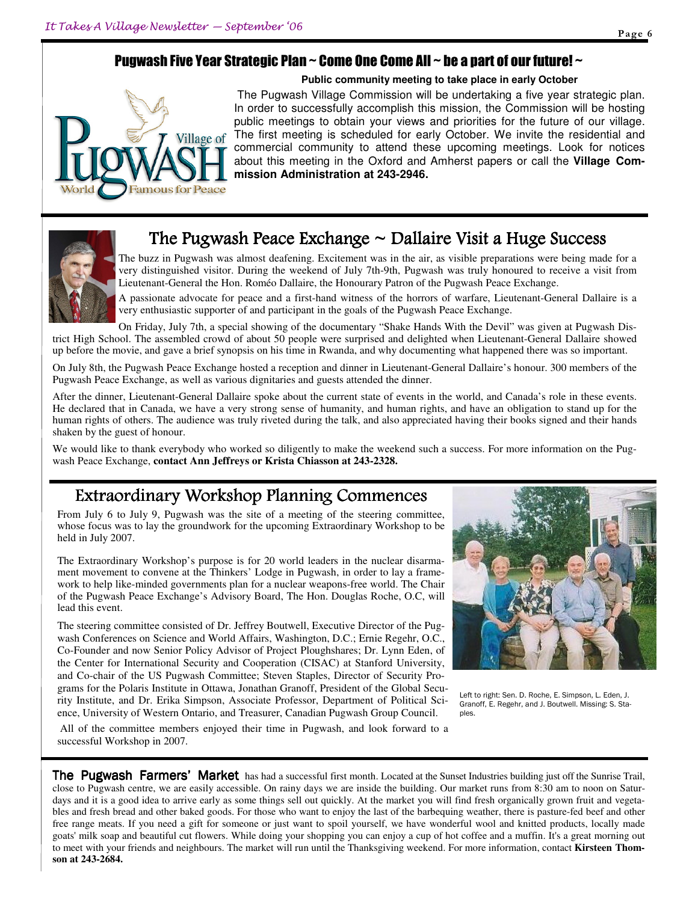## Pugwash Five Year Strategic Plan ~ Come One Come All ~ be a part of our future! ~

**Public community meeting to take place in early October**

The Pugwash Village Commission will be undertaking a five year strategic plan. In order to successfully accomplish this mission, the Commission will be hosting public meetings to obtain your views and priorities for the future of our village. The first meeting is scheduled for early October. We invite the residential and commercial community to attend these upcoming meetings. Look for notices about this meeting in the Oxford and Amherst papers or call the **Village Commission Administration at 243-2946.**

## The Pugwash Peace Exchange ~ Dallaire Visit a Huge Success

The buzz in Pugwash was almost deafening. Excitement was in the air, as visible preparations were being made for a very distinguished visitor. During the weekend of July 7th-9th, Pugwash was truly honoured to receive a visit from Lieutenant-General the Hon. Roméo Dallaire, the Honourary Patron of the Pugwash Peace Exchange.

A passionate advocate for peace and a first-hand witness of the horrors of warfare, Lieutenant-General Dallaire is a very enthusiastic supporter of and participant in the goals of the Pugwash Peace Exchange.

On Friday, July 7th, a special showing of the documentary "Shake Hands With the Devil" was given at Pugwash District High School. The assembled crowd of about 50 people were surprised and delighted when Lieutenant-General Dallaire showed up before the movie, and gave a brief synopsis on his time in Rwanda, and why documenting what happened there was so important.

On July 8th, the Pugwash Peace Exchange hosted a reception and dinner in Lieutenant-General Dallaire's honour. 300 members of the Pugwash Peace Exchange, as well as various dignitaries and guests attended the dinner.

After the dinner, Lieutenant-General Dallaire spoke about the current state of events in the world, and Canada's role in these events. He declared that in Canada, we have a very strong sense of humanity, and human rights, and have an obligation to stand up for the human rights of others. The audience was truly riveted during the talk, and also appreciated having their books signed and their hands shaken by the guest of honour.

We would like to thank everybody who worked so diligently to make the weekend such a success. For more information on the Pugwash Peace Exchange, **contact Ann Jeffreys or Krista Chiasson at 243-2328.**

## Extraordinary Workshop Planning Commences

From July 6 to July 9, Pugwash was the site of a meeting of the steering committee, whose focus was to lay the groundwork for the upcoming Extraordinary Workshop to be held in July 2007.

The Extraordinary Workshop's purpose is for 20 world leaders in the nuclear disarmament movement to convene at the Thinkers' Lodge in Pugwash, in order to lay a framework to help like-minded governments plan for a nuclear weapons-free world. The Chair of the Pugwash Peace Exchange's Advisory Board, The Hon. Douglas Roche, O.C, will lead this event.

The steering committee consisted of Dr. Jeffrey Boutwell, Executive Director of the Pugwash Conferences on Science and World Affairs, Washington, D.C.; Ernie Regehr, O.C., Co-Founder and now Senior Policy Advisor of Project Ploughshares; Dr. Lynn Eden, of the Center for International Security and Cooperation (CISAC) at Stanford University, and Co-chair of the US Pugwash Committee; Steven Staples, Director of Security Programs for the Polaris Institute in Ottawa, Jonathan Granoff, President of the Global Security Institute, and Dr. Erika Simpson, Associate Professor, Department of Political Science, University of Western Ontario, and Treasurer, Canadian Pugwash Group Council.

All of the committee members enjoyed their time in Pugwash, and look forward to a successful Workshop in 2007.

Left to right: Sen. D. Roche, E. Simpson, L. Eden, J. Granoff, E. Regehr, and J. Boutwell. Missing: S. Staples.

**The Pugwash Farmers' Market** has had a successful first month. Located at the Sunset Industries building just off the Sunrise Trail, close to Pugwash centre, we are easily accessible. On rainy days we are inside the building. Our market runs from 8:30 am to noon on Saturdays and it is a good idea to arrive early as some things sell out quickly. At the market you will find fresh organically grown fruit and vegetables and fresh bread and other baked goods. For those who want to enjoy the last of the barbequing weather, there is pasture-fed beef and other free range meats. If you need a gift for someone or just want to spoil yourself, we have wonderful wool and knitted products, locally made goats' milk soap and beautiful cut flowers. While doing your shopping you can enjoy a cup of hot coffee and a muffin. It's a great morning out to meet with your friends and neighbours. The market will run until the Thanksgiving weekend. For more information, contact **Kirsteen Thomson at 243-2684.**